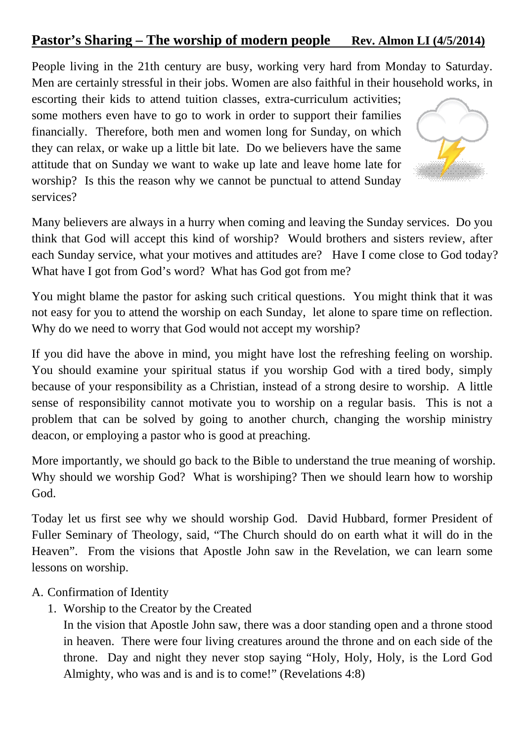# Pastor's Sharing – The worship of modern people    Rev. Almon LI (4/5/2014)

People living in the 21th century are busy, working very hard from Monday to Saturday. Men are certainly stressful in their jobs. Women are also faithful in their household works, in escorting their kids to attend tuition classes, extra-curriculum activities; some mothers even have to go to work in order to support their families financially. Therefore, both men and women long for Sunday, on which they can relax, or wake up a little bit late. Do we believers have the same attitude that on Sunday we want to wake up late and leave home late for worship? Is this the reason why we cannot be punctual to attend Sunday services?

Many believers are always in a hurry when coming and leaving the Sunday services. Do you think that God will accept this kind of worship? Would brothers and sisters review, after each Sunday service, what your motives and attitudes are? Have I come close to God today? What have I got from God's word? What has God got from me?

You might blame the pastor for asking such critical questions. You might think that it was not easy for you to attend the worship on each Sunday, let alone to spare time on reflection. Why do we need to worry that God would not accept my worship?

If you did have the above in mind, you might have lost the refreshing feeling on worship. You should examine your spiritual status if you worship God with a tired body, simply because of your responsibility as a Christian, instead of a strong desire to worship. A little sense of responsibility cannot motivate you to worship on a regular basis. This is not a problem that can be solved by going to another church, changing the worship ministry deacon, or employing a pastor who is good at preaching.

More importantly, we should go back to the Bible to understand the true meaning of worship. Why should we worship God? What is worshiping? Then we should learn how to worship God.

Today let us first see why we should worship God. David Hubbard, former President of Fuller Seminary of Theology, said, "The Church should do on earth what it will do in the Heaven". From the visions that Apostle John saw in the Revelation, we can learn some lessons on worship.

A. Confirmation of Identity

1. Worship to the Creator by the Created

   In the vision that Apostle John saw, there was a door standing open and a throne stood in heaven. There were four living creatures around the throne and on each side of the throne. Day and night they never stop saying "Holy, Holy, Holy, is the Lord God Almighty, who was and is and is to come!" (Revelations 4:8)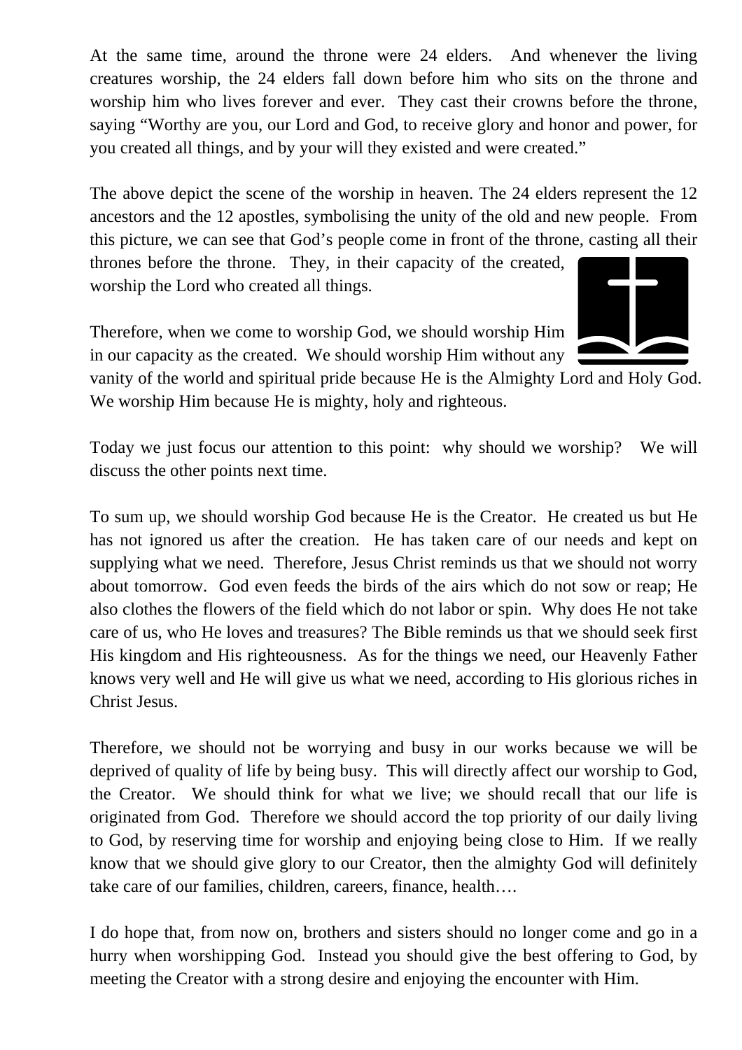At the same time, around the throne were 24 elders. And whenever the living creatures worship, the 24 elders fall down before him who sits on the throne and worship him who lives forever and ever. They cast their crowns before the throne, saying "Worthy are you, our Lord and God, to receive glory and honor and power, for you created all things, and by your will they existed and were created."

The above depict the scene of the worship in heaven. The 24 elders represent the 12 ancestors and the 12 apostles, symbolising the unity of the old and new people. From this picture, we can see that God's people come in front of the throne, casting all their thrones before the throne. They, in their capacity of the created, worship the Lord who created all things.

Therefore, when we come to worship God, we should worship Him in our capacity as the created. We should worship Him without any vanity of the world and spiritual pride because He is the Almighty Lord and Holy God. We worship Him because He is mighty, holy and righteous.

Today we just focus our attention to this point: why should we worship? We will discuss the other points next time.

To sum up, we should worship God because He is the Creator. He created us but He has not ignored us after the creation. He has taken care of our needs and kept on supplying what we need. Therefore, Jesus Christ reminds us that we should not worry about tomorrow. God even feeds the birds of the airs which do not sow or reap; He also clothes the flowers of the field which do not labor or spin. Why does He not take care of us, who He loves and treasures? The Bible reminds us that we should seek first His kingdom and His righteousness. As for the things we need, our Heavenly Father knows very well and He will give us what we need, according to His glorious riches in Christ Jesus.

Therefore, we should not be worrying and busy in our works because we will be deprived of quality of life by being busy. This will directly affect our worship to God, the Creator. We should think for what we live; we should recall that our life is originated from God. Therefore we should accord the top priority of our daily living to God, by reserving time for worship and enjoying being close to Him. If we really know that we should give glory to our Creator, then the almighty God will definitely take care of our families, children, careers, finance, health….

I do hope that, from now on, brothers and sisters should no longer come and go in a hurry when worshipping God. Instead you should give the best offering to God, by meeting the Creator with a strong desire and enjoying the encounter with Him.